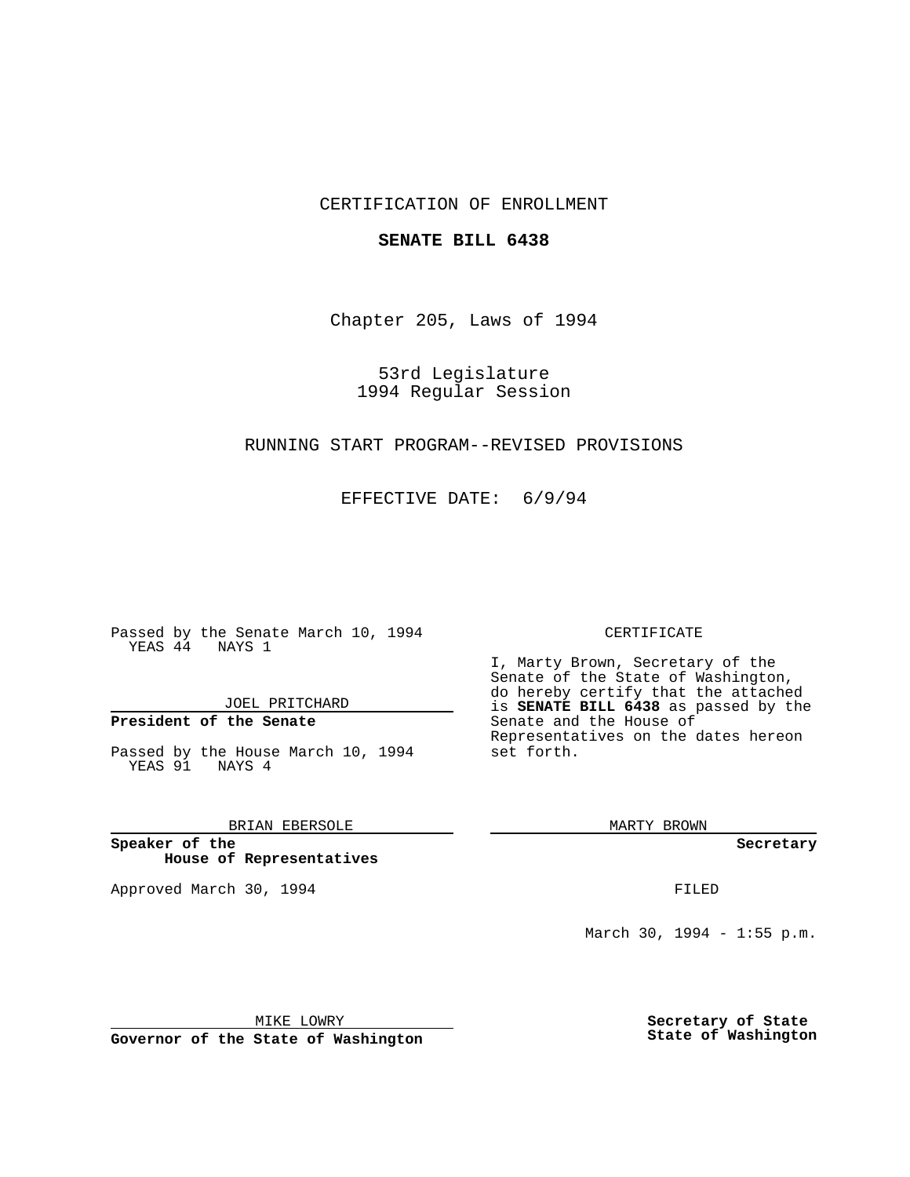CERTIFICATION OF ENROLLMENT

**SENATE BILL 6438**

Chapter 205, Laws of 1994

53rd Legislature
1994 Regular Session

RUNNING START PROGRAM--REVISED PROVISIONS

EFFECTIVE DATE: 6/9/94

Passed by the Senate March 10, 1994
YEAS 44 NAYS 1

JOEL PRITCHARD

**President of the Senate**

Passed by the House March 10, 1994
YEAS 91 NAYS 4

BRIAN EBERSOLE

**Speaker of the House of Representatives**

Approved March 30, 1994

MIKE LOWRY

**Governor of the State of Washington**

CERTIFICATE

I, Marty Brown, Secretary of the Senate of the State of Washington, do hereby certify that the attached is **SENATE BILL 6438** as passed by the Senate and the House of Representatives on the dates hereon set forth.

MARTY BROWN

**Secretary**

FILED

March 30, 1994 - 1:55 p.m.

**Secretary of State State of Washington**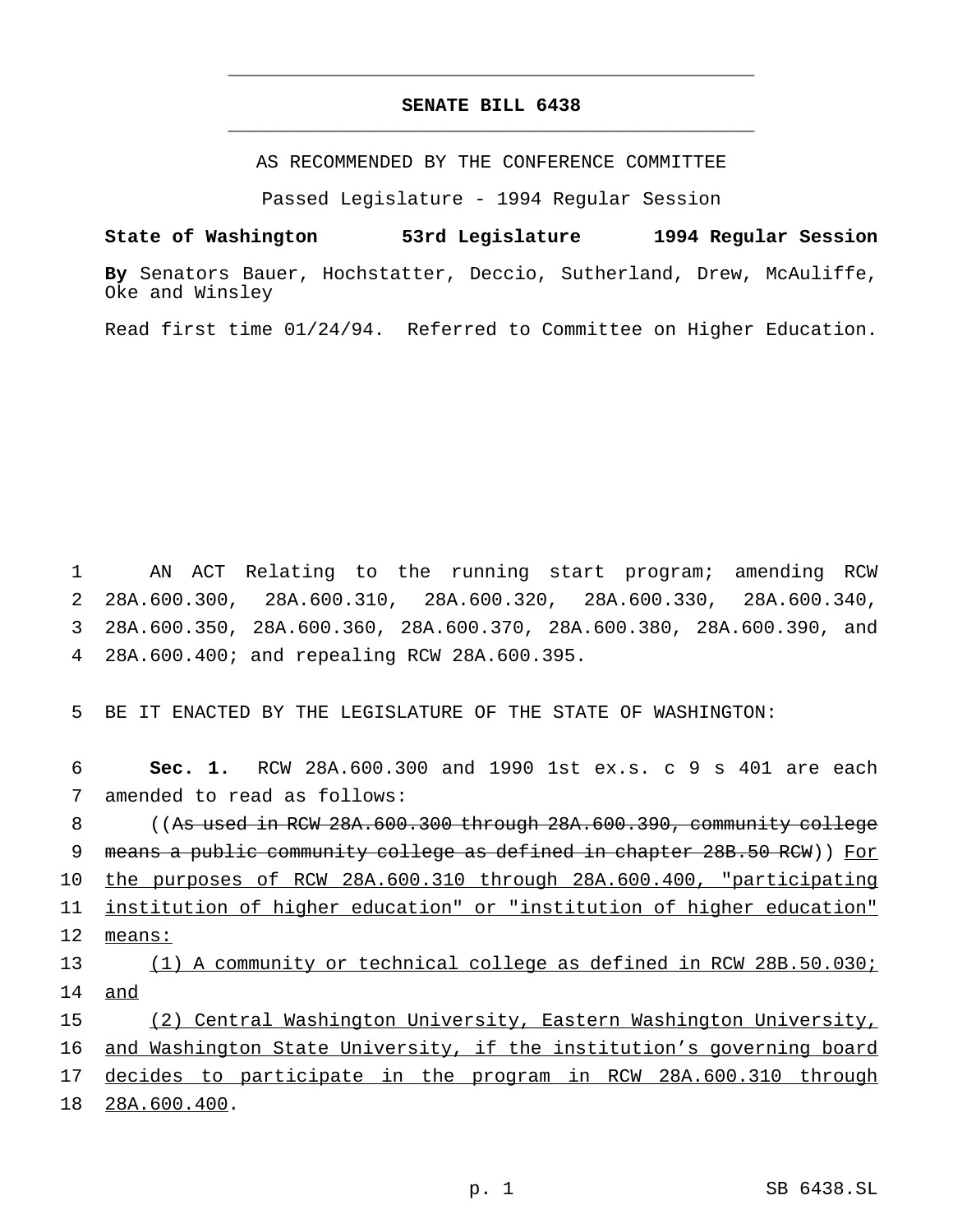# SENATE BILL 6438

AS RECOMMENDED BY THE CONFERENCE COMMITTEE

Passed Legislature - 1994 Regular Session

**State of Washington 53rd Legislature 1994 Regular Session**

**By** Senators Bauer, Hochstatter, Deccio, Sutherland, Drew, McAuliffe, Oke and Winsley

Read first time 01/24/94. Referred to Committee on Higher Education.

1 AN ACT Relating to the running start program; amending RCW
2 28A.600.300, 28A.600.310, 28A.600.320, 28A.600.330, 28A.600.340,
3 28A.600.350, 28A.600.360, 28A.600.370, 28A.600.380, 28A.600.390, and
4 28A.600.400; and repealing RCW 28A.600.395.

5 BE IT ENACTED BY THE LEGISLATURE OF THE STATE OF WASHINGTON:

6 **Sec. 1.** RCW 28A.600.300 and 1990 1st ex.s. c 9 s 401 are each
7 amended to read as follows:

8 ((~~As used in RCW 28A.600.300 through 28A.600.390, community college~~
9 ~~means a public community college as defined in chapter 28B.50 RCW~~)) <u>For</u>
10 <u>the purposes of RCW 28A.600.310 through 28A.600.400, "participating</u>
11 <u>institution of higher education" or "institution of higher education"</u>
12 <u>means:</u>

13 <u>(1) A community or technical college as defined in RCW 28B.50.030;</u>
14 <u>and</u>

15 <u>(2) Central Washington University, Eastern Washington University,</u>
16 <u>and Washington State University, if the institution's governing board</u>
17 <u>decides to participate in the program in RCW 28A.600.310 through</u>
18 <u>28A.600.400</u>.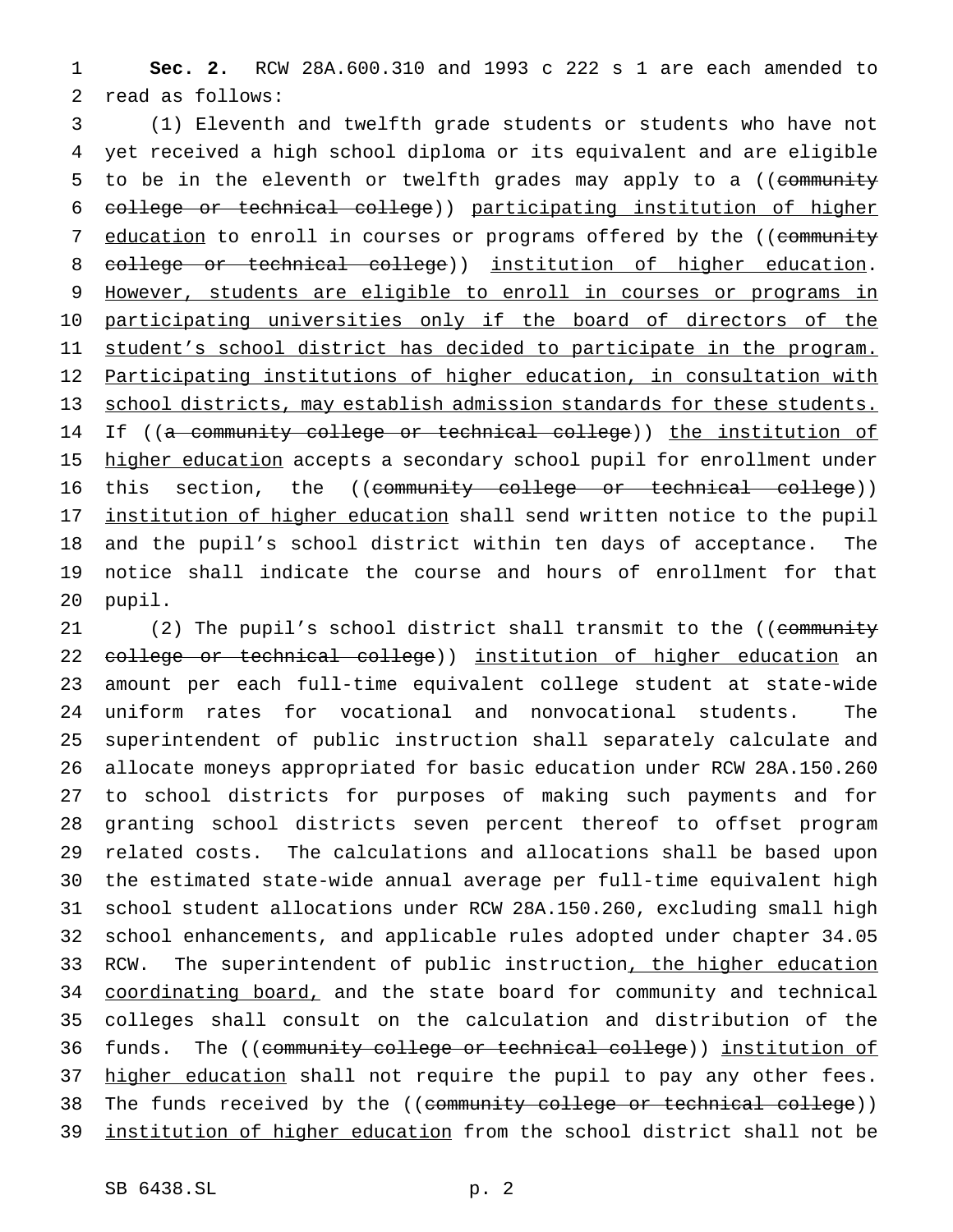**Sec. 2.** RCW 28A.600.310 and 1993 c 222 s 1 are each amended to read as follows:

(1) Eleventh and twelfth grade students or students who have not yet received a high school diploma or its equivalent and are eligible to be in the eleventh or twelfth grades may apply to a ((~~community college or technical college~~)) <u>participating institution of higher education</u> to enroll in courses or programs offered by the ((~~community college or technical college~~)) <u>institution of higher education</u>. <u>However, students are eligible to enroll in courses or programs in participating universities only if the board of directors of the student's school district has decided to participate in the program. Participating institutions of higher education, in consultation with school districts, may establish admission standards for these students.</u> If ((~~a community college or technical college~~)) <u>the institution of higher education</u> accepts a secondary school pupil for enrollment under this section, the ((~~community college or technical college~~)) <u>institution of higher education</u> shall send written notice to the pupil and the pupil's school district within ten days of acceptance. The notice shall indicate the course and hours of enrollment for that pupil.

(2) The pupil's school district shall transmit to the ((~~community college or technical college~~)) <u>institution of higher education</u> an amount per each full-time equivalent college student at state-wide uniform rates for vocational and nonvocational students. The superintendent of public instruction shall separately calculate and allocate moneys appropriated for basic education under RCW 28A.150.260 to school districts for purposes of making such payments and for granting school districts seven percent thereof to offset program related costs. The calculations and allocations shall be based upon the estimated state-wide annual average per full-time equivalent high school student allocations under RCW 28A.150.260, excluding small high school enhancements, and applicable rules adopted under chapter 34.05 RCW. The superintendent of public instruction<u>, the higher education coordinating board,</u> and the state board for community and technical colleges shall consult on the calculation and distribution of the funds. The ((~~community college or technical college~~)) <u>institution of higher education</u> shall not require the pupil to pay any other fees. The funds received by the ((~~community college or technical college~~)) <u>institution of higher education</u> from the school district shall not be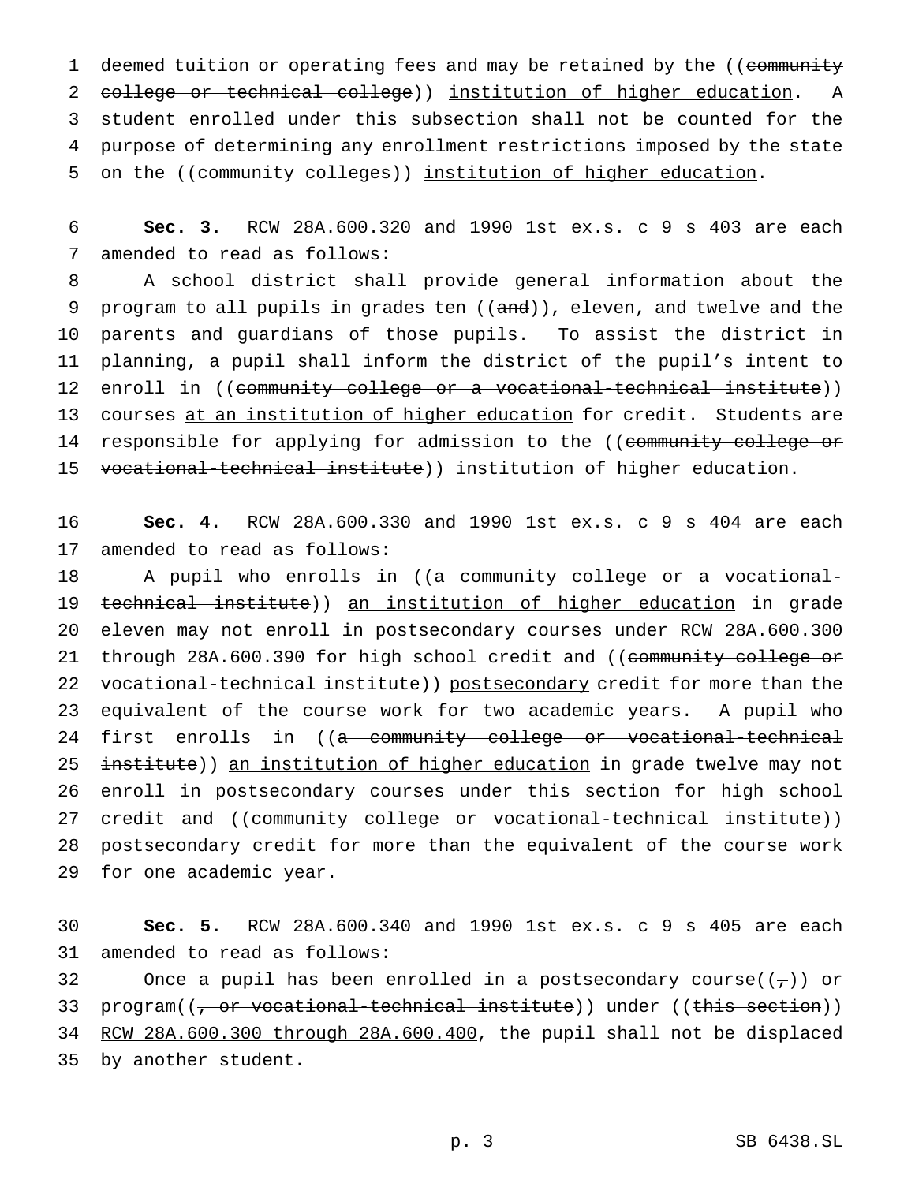deemed tuition or operating fees and may be retained by the ((~~community college or technical college~~)) <u>institution of higher education</u>. A student enrolled under this subsection shall not be counted for the purpose of determining any enrollment restrictions imposed by the state on the ((~~community colleges~~)) <u>institution of higher education</u>.

**Sec. 3.** RCW 28A.600.320 and 1990 1st ex.s. c 9 s 403 are each amended to read as follows:

A school district shall provide general information about the program to all pupils in grades ten ((~~and~~))<u>,</u> eleven<u>, and twelve</u> and the parents and guardians of those pupils. To assist the district in planning, a pupil shall inform the district of the pupil's intent to enroll in ((~~community college or a vocational-technical institute~~)) courses <u>at an institution of higher education</u> for credit. Students are responsible for applying for admission to the ((~~community college or vocational-technical institute~~)) <u>institution of higher education</u>.

**Sec. 4.** RCW 28A.600.330 and 1990 1st ex.s. c 9 s 404 are each amended to read as follows:

A pupil who enrolls in ((~~a community college or a vocational-technical institute~~)) <u>an institution of higher education</u> in grade eleven may not enroll in postsecondary courses under RCW 28A.600.300 through 28A.600.390 for high school credit and ((~~community college or vocational-technical institute~~)) <u>postsecondary</u> credit for more than the equivalent of the course work for two academic years. A pupil who first enrolls in ((~~a community college or vocational-technical institute~~)) <u>an institution of higher education</u> in grade twelve may not enroll in postsecondary courses under this section for high school credit and ((~~community college or vocational-technical institute~~)) <u>postsecondary</u> credit for more than the equivalent of the course work for one academic year.

**Sec. 5.** RCW 28A.600.340 and 1990 1st ex.s. c 9 s 405 are each amended to read as follows:

Once a pupil has been enrolled in a postsecondary course((~~,~~)) <u>or</u> program((~~, or vocational-technical institute~~)) under ((~~this section~~)) <u>RCW 28A.600.300 through 28A.600.400</u>, the pupil shall not be displaced by another student.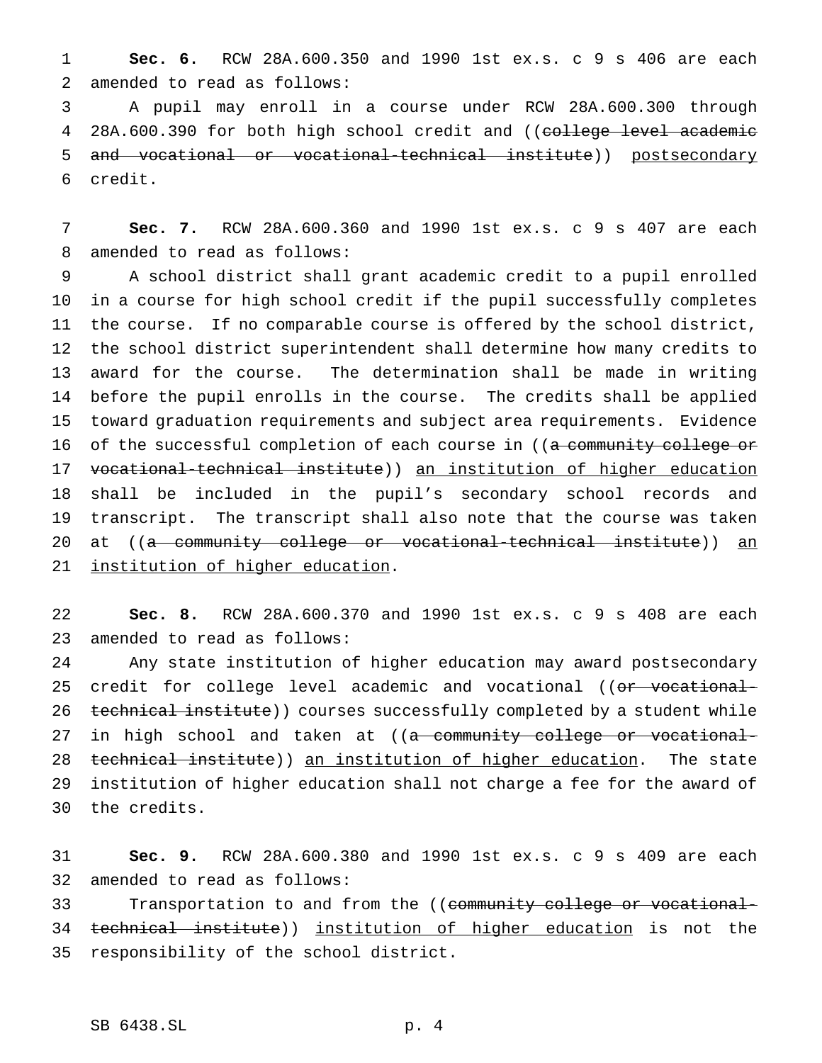**Sec. 6.** RCW 28A.600.350 and 1990 1st ex.s. c 9 s 406 are each amended to read as follows:

A pupil may enroll in a course under RCW 28A.600.300 through 28A.600.390 for both high school credit and ((~~college level academic and vocational or vocational-technical institute~~)) <u>postsecondary</u> credit.

**Sec. 7.** RCW 28A.600.360 and 1990 1st ex.s. c 9 s 407 are each amended to read as follows:

A school district shall grant academic credit to a pupil enrolled in a course for high school credit if the pupil successfully completes the course. If no comparable course is offered by the school district, the school district superintendent shall determine how many credits to award for the course. The determination shall be made in writing before the pupil enrolls in the course. The credits shall be applied toward graduation requirements and subject area requirements. Evidence of the successful completion of each course in ((~~a community college or vocational-technical institute~~)) <u>an institution of higher education</u> shall be included in the pupil's secondary school records and transcript. The transcript shall also note that the course was taken at ((~~a community college or vocational-technical institute~~)) <u>an institution of higher education</u>.

**Sec. 8.** RCW 28A.600.370 and 1990 1st ex.s. c 9 s 408 are each amended to read as follows:

Any state institution of higher education may award postsecondary credit for college level academic and vocational ((~~or vocational-technical institute~~)) courses successfully completed by a student while in high school and taken at ((~~a community college or vocational-technical institute~~)) <u>an institution of higher education</u>. The state institution of higher education shall not charge a fee for the award of the credits.

**Sec. 9.** RCW 28A.600.380 and 1990 1st ex.s. c 9 s 409 are each amended to read as follows:

Transportation to and from the ((~~community college or vocational-technical institute~~)) <u>institution of higher education</u> is not the responsibility of the school district.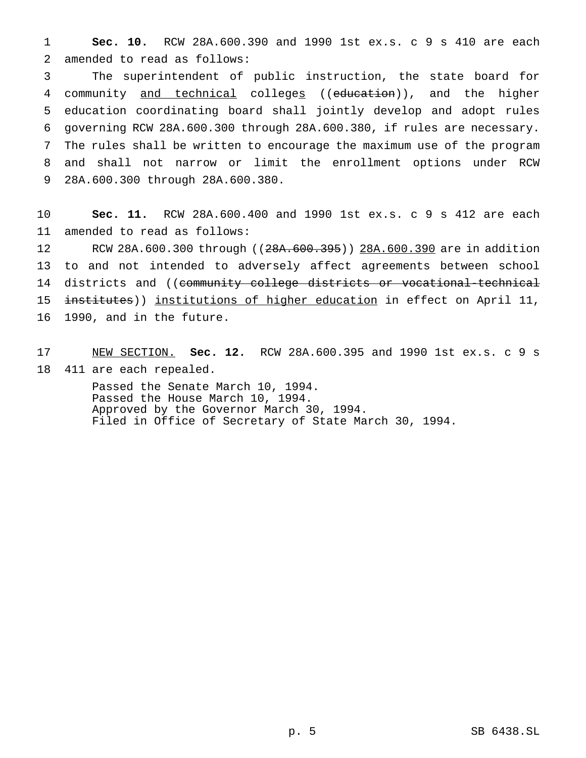**Sec. 10.** RCW 28A.600.390 and 1990 1st ex.s. c 9 s 410 are each amended to read as follows:

The superintendent of public instruction, the state board for community and technical colleges ((education)), and the higher education coordinating board shall jointly develop and adopt rules governing RCW 28A.600.300 through 28A.600.380, if rules are necessary. The rules shall be written to encourage the maximum use of the program and shall not narrow or limit the enrollment options under RCW 28A.600.300 through 28A.600.380.

**Sec. 11.** RCW 28A.600.400 and 1990 1st ex.s. c 9 s 412 are each amended to read as follows:

RCW 28A.600.300 through ((28A.600.395)) 28A.600.390 are in addition to and not intended to adversely affect agreements between school districts and ((community college districts or vocational-technical institutes)) institutions of higher education in effect on April 11, 1990, and in the future.

NEW SECTION. **Sec. 12.** RCW 28A.600.395 and 1990 1st ex.s. c 9 s 411 are each repealed.

Passed the Senate March 10, 1994.
Passed the House March 10, 1994.
Approved by the Governor March 30, 1994.
Filed in Office of Secretary of State March 30, 1994.